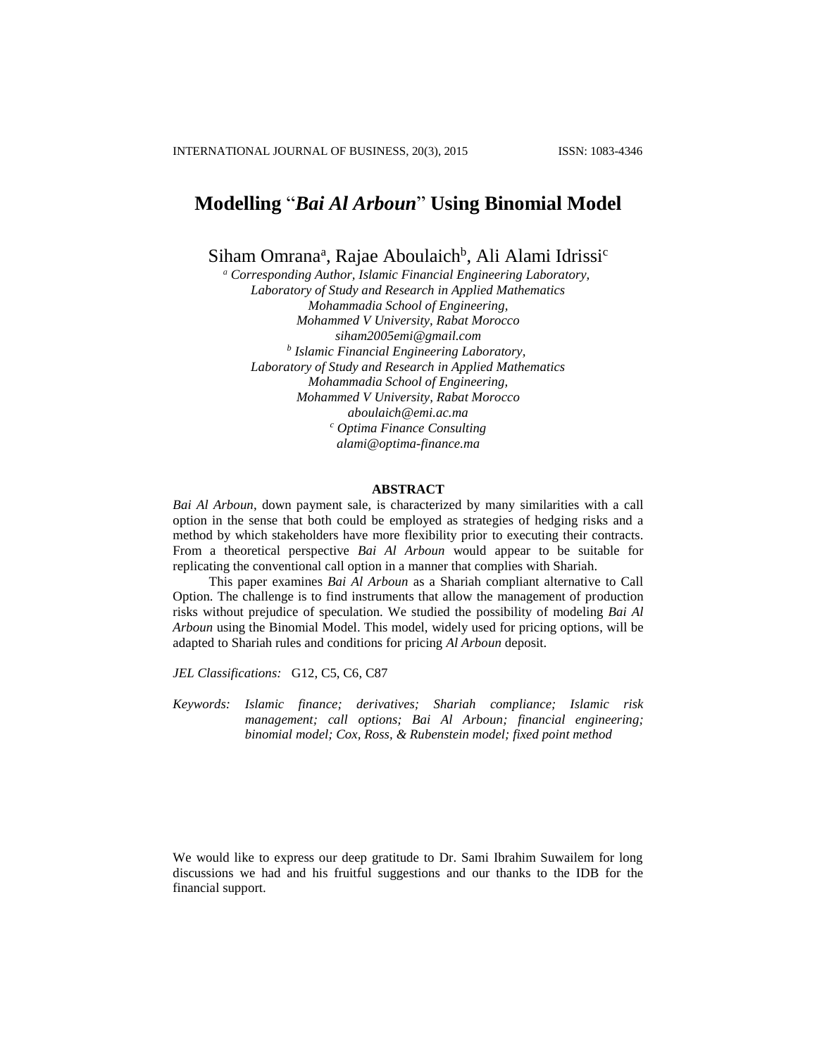# Modelling "*Bai Al Arboun*" Using Binomial Model

Siham Omrana[a], Rajae Aboulaich[b], Ali Alami Idrissi[c]

[a] *Corresponding Author, Islamic Financial Engineering Laboratory,*
*Laboratory of Study and Research in Applied Mathematics*
*Mohammadia School of Engineering,*
*Mohammed V University, Rabat Morocco*
*siham2005emi@gmail.com*

[b] *Islamic Financial Engineering Laboratory,*
*Laboratory of Study and Research in Applied Mathematics*
*Mohammadia School of Engineering,*
*Mohammed V University, Rabat Morocco*
*aboulaich@emi.ac.ma*

[c] *Optima Finance Consulting*
*alami@optima-finance.ma*

## ABSTRACT

*Bai Al Arboun*, down payment sale, is characterized by many similarities with a call option in the sense that both could be employed as strategies of hedging risks and a method by which stakeholders have more flexibility prior to executing their contracts. From a theoretical perspective *Bai Al Arboun* would appear to be suitable for replicating the conventional call option in a manner that complies with Shariah.

This paper examines *Bai Al Arboun* as a Shariah compliant alternative to Call Option. The challenge is to find instruments that allow the management of production risks without prejudice of speculation. We studied the possibility of modeling *Bai Al Arboun* using the Binomial Model. This model, widely used for pricing options, will be adapted to Shariah rules and conditions for pricing *Al Arboun* deposit.

*JEL Classifications:* G12, C5, C6, C87

*Keywords:* *Islamic finance; derivatives; Shariah compliance; Islamic risk management; call options; Bai Al Arboun; financial engineering; binomial model; Cox, Ross, & Rubenstein model; fixed point method*

We would like to express our deep gratitude to Dr. Sami Ibrahim Suwailem for long discussions we had and his fruitful suggestions and our thanks to the IDB for the financial support.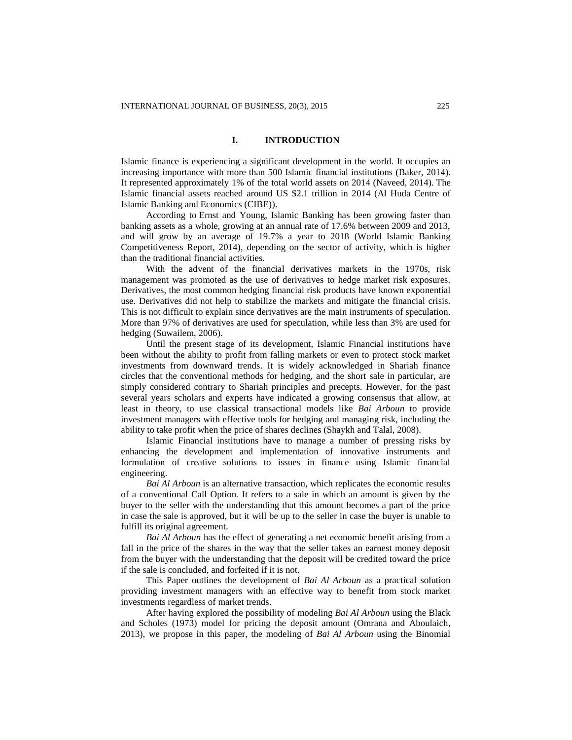## I. INTRODUCTION

Islamic finance is experiencing a significant development in the world. It occupies an increasing importance with more than 500 Islamic financial institutions (Baker, 2014). It represented approximately 1% of the total world assets on 2014 (Naveed, 2014). The Islamic financial assets reached around US $2.1 trillion in 2014 (Al Huda Centre of Islamic Banking and Economics (CIBE)).

According to Ernst and Young, Islamic Banking has been growing faster than banking assets as a whole, growing at an annual rate of 17.6% between 2009 and 2013, and will grow by an average of 19.7% a year to 2018 (World Islamic Banking Competitiveness Report, 2014), depending on the sector of activity, which is higher than the traditional financial activities.

With the advent of the financial derivatives markets in the 1970s, risk management was promoted as the use of derivatives to hedge market risk exposures. Derivatives, the most common hedging financial risk products have known exponential use. Derivatives did not help to stabilize the markets and mitigate the financial crisis. This is not difficult to explain since derivatives are the main instruments of speculation. More than 97% of derivatives are used for speculation, while less than 3% are used for hedging (Suwailem, 2006).

Until the present stage of its development, Islamic Financial institutions have been without the ability to profit from falling markets or even to protect stock market investments from downward trends. It is widely acknowledged in Shariah finance circles that the conventional methods for hedging, and the short sale in particular, are simply considered contrary to Shariah principles and precepts. However, for the past several years scholars and experts have indicated a growing consensus that allow, at least in theory, to use classical transactional models like *Bai Arboun* to provide investment managers with effective tools for hedging and managing risk, including the ability to take profit when the price of shares declines (Shaykh and Talal, 2008).

Islamic Financial institutions have to manage a number of pressing risks by enhancing the development and implementation of innovative instruments and formulation of creative solutions to issues in finance using Islamic financial engineering.

*Bai Al Arboun* is an alternative transaction, which replicates the economic results of a conventional Call Option. It refers to a sale in which an amount is given by the buyer to the seller with the understanding that this amount becomes a part of the price in case the sale is approved, but it will be up to the seller in case the buyer is unable to fulfill its original agreement.

*Bai Al Arboun* has the effect of generating a net economic benefit arising from a fall in the price of the shares in the way that the seller takes an earnest money deposit from the buyer with the understanding that the deposit will be credited toward the price if the sale is concluded, and forfeited if it is not.

This Paper outlines the development of *Bai Al Arboun* as a practical solution providing investment managers with an effective way to benefit from stock market investments regardless of market trends.

After having explored the possibility of modeling *Bai Al Arboun* using the Black and Scholes (1973) model for pricing the deposit amount (Omrana and Aboulaich, 2013), we propose in this paper, the modeling of *Bai Al Arboun* using the Binomial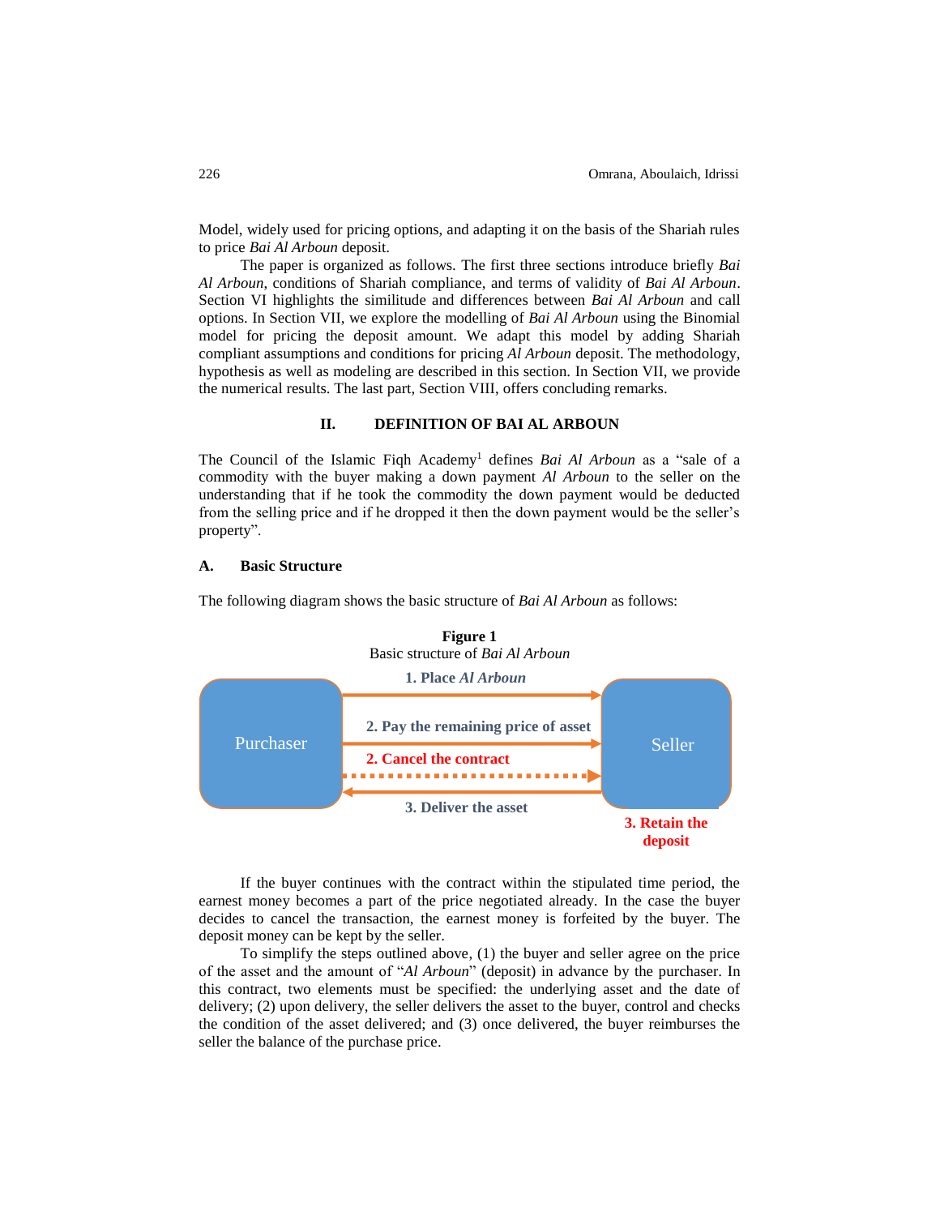Model, widely used for pricing options, and adapting it on the basis of the Shariah rules to price *Bai Al Arboun* deposit.

The paper is organized as follows. The first three sections introduce briefly *Bai Al Arboun*, conditions of Shariah compliance, and terms of validity of *Bai Al Arboun*. Section VI highlights the similitude and differences between *Bai Al Arboun* and call options. In Section VII, we explore the modelling of *Bai Al Arboun* using the Binomial model for pricing the deposit amount. We adapt this model by adding Shariah compliant assumptions and conditions for pricing *Al Arboun* deposit. The methodology, hypothesis as well as modeling are described in this section. In Section VII, we provide the numerical results. The last part, Section VIII, offers concluding remarks.

## II. DEFINITION OF BAI AL ARBOUN

The Council of the Islamic Fiqh Academy[1] defines *Bai Al Arboun* as a "sale of a commodity with the buyer making a down payment *Al Arboun* to the seller on the understanding that if he took the commodity the down payment would be deducted from the selling price and if he dropped it then the down payment would be the seller's property".

### A. Basic Structure

The following diagram shows the basic structure of *Bai Al Arboun* as follows:

**Figure 1**
Basic structure of *Bai Al Arboun*

Purchaser → Seller: 1. Place *Al Arboun*
Purchaser → Seller: 2. Pay the remaining price of asset
Purchaser ⇢ Seller: 2. Cancel the contract
Seller → Purchaser: 3. Deliver the asset
Seller: 3. Retain the deposit

If the buyer continues with the contract within the stipulated time period, the earnest money becomes a part of the price negotiated already. In the case the buyer decides to cancel the transaction, the earnest money is forfeited by the buyer. The deposit money can be kept by the seller.

To simplify the steps outlined above, (1) the buyer and seller agree on the price of the asset and the amount of "*Al Arboun*" (deposit) in advance by the purchaser. In this contract, two elements must be specified: the underlying asset and the date of delivery; (2) upon delivery, the seller delivers the asset to the buyer, control and checks the condition of the asset delivered; and (3) once delivered, the buyer reimburses the seller the balance of the purchase price.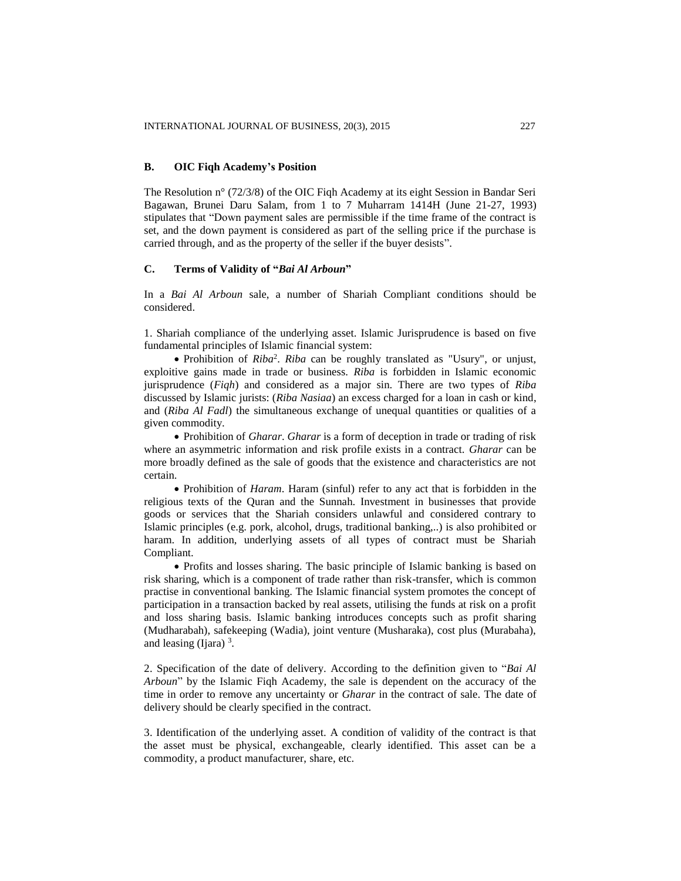### B. OIC Fiqh Academy's Position

The Resolution n° (72/3/8) of the OIC Fiqh Academy at its eight Session in Bandar Seri Bagawan, Brunei Daru Salam, from 1 to 7 Muharram 1414H (June 21-27, 1993) stipulates that "Down payment sales are permissible if the time frame of the contract is set, and the down payment is considered as part of the selling price if the purchase is carried through, and as the property of the seller if the buyer desists".

### C. Terms of Validity of "*Bai Al Arboun*"

In a *Bai Al Arboun* sale, a number of Shariah Compliant conditions should be considered.

1. Shariah compliance of the underlying asset. Islamic Jurisprudence is based on five fundamental principles of Islamic financial system:

- Prohibition of *Riba*[2]. *Riba* can be roughly translated as "Usury", or unjust, exploitive gains made in trade or business. *Riba* is forbidden in Islamic economic jurisprudence (*Fiqh*) and considered as a major sin. There are two types of *Riba* discussed by Islamic jurists: (*Riba Nasiaa*) an excess charged for a loan in cash or kind, and (*Riba Al Fadl*) the simultaneous exchange of unequal quantities or qualities of a given commodity.
- Prohibition of *Gharar*. *Gharar* is a form of deception in trade or trading of risk where an asymmetric information and risk profile exists in a contract. *Gharar* can be more broadly defined as the sale of goods that the existence and characteristics are not certain.
- Prohibition of *Haram*. Haram (sinful) refer to any act that is forbidden in the religious texts of the Quran and the Sunnah. Investment in businesses that provide goods or services that the Shariah considers unlawful and considered contrary to Islamic principles (e.g. pork, alcohol, drugs, traditional banking,..) is also prohibited or haram. In addition, underlying assets of all types of contract must be Shariah Compliant.
- Profits and losses sharing. The basic principle of Islamic banking is based on risk sharing, which is a component of trade rather than risk-transfer, which is common practise in conventional banking. The Islamic financial system promotes the concept of participation in a transaction backed by real assets, utilising the funds at risk on a profit and loss sharing basis. Islamic banking introduces concepts such as profit sharing (Mudharabah), safekeeping (Wadia), joint venture (Musharaka), cost plus (Murabaha), and leasing (Ijara) [3].

2. Specification of the date of delivery. According to the definition given to "*Bai Al Arboun*" by the Islamic Fiqh Academy, the sale is dependent on the accuracy of the time in order to remove any uncertainty or *Gharar* in the contract of sale. The date of delivery should be clearly specified in the contract.

3. Identification of the underlying asset. A condition of validity of the contract is that the asset must be physical, exchangeable, clearly identified. This asset can be a commodity, a product manufacturer, share, etc.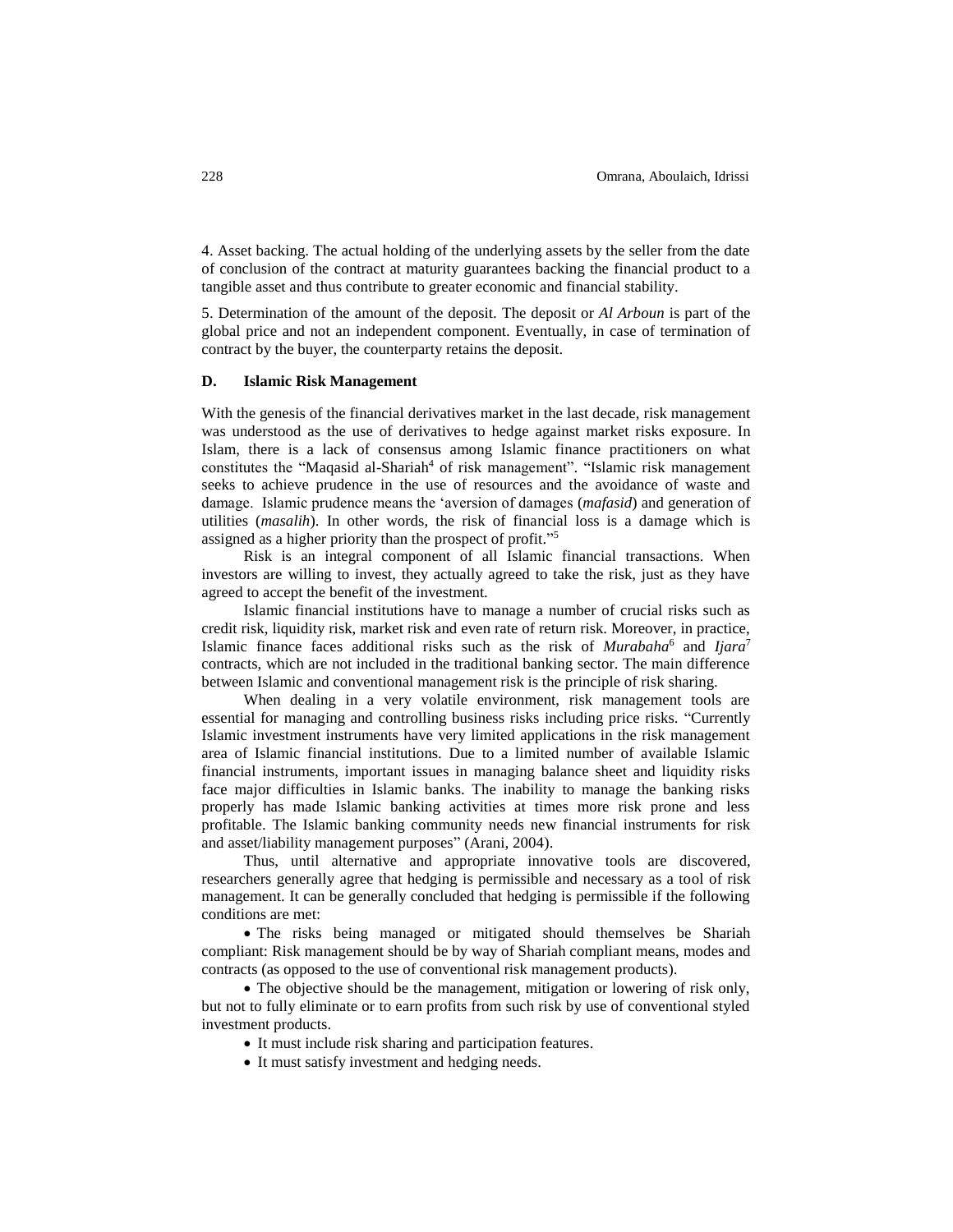4. Asset backing. The actual holding of the underlying assets by the seller from the date of conclusion of the contract at maturity guarantees backing the financial product to a tangible asset and thus contribute to greater economic and financial stability.

5. Determination of the amount of the deposit. The deposit or *Al Arboun* is part of the global price and not an independent component. Eventually, in case of termination of contract by the buyer, the counterparty retains the deposit.

### D. Islamic Risk Management

With the genesis of the financial derivatives market in the last decade, risk management was understood as the use of derivatives to hedge against market risks exposure. In Islam, there is a lack of consensus among Islamic finance practitioners on what constitutes the "Maqasid al-Shariah[4] of risk management". "Islamic risk management seeks to achieve prudence in the use of resources and the avoidance of waste and damage. Islamic prudence means the 'aversion of damages (*mafasid*) and generation of utilities (*masalih*). In other words, the risk of financial loss is a damage which is assigned as a higher priority than the prospect of profit."[5]

Risk is an integral component of all Islamic financial transactions. When investors are willing to invest, they actually agreed to take the risk, just as they have agreed to accept the benefit of the investment.

Islamic financial institutions have to manage a number of crucial risks such as credit risk, liquidity risk, market risk and even rate of return risk. Moreover, in practice, Islamic finance faces additional risks such as the risk of *Murabaha*[6] and *Ijara*[7] contracts, which are not included in the traditional banking sector. The main difference between Islamic and conventional management risk is the principle of risk sharing.

When dealing in a very volatile environment, risk management tools are essential for managing and controlling business risks including price risks. "Currently Islamic investment instruments have very limited applications in the risk management area of Islamic financial institutions. Due to a limited number of available Islamic financial instruments, important issues in managing balance sheet and liquidity risks face major difficulties in Islamic banks. The inability to manage the banking risks properly has made Islamic banking activities at times more risk prone and less profitable. The Islamic banking community needs new financial instruments for risk and asset/liability management purposes" (Arani, 2004).

Thus, until alternative and appropriate innovative tools are discovered, researchers generally agree that hedging is permissible and necessary as a tool of risk management. It can be generally concluded that hedging is permissible if the following conditions are met:

- The risks being managed or mitigated should themselves be Shariah compliant: Risk management should be by way of Shariah compliant means, modes and contracts (as opposed to the use of conventional risk management products).
- The objective should be the management, mitigation or lowering of risk only, but not to fully eliminate or to earn profits from such risk by use of conventional styled investment products.
- It must include risk sharing and participation features.
- It must satisfy investment and hedging needs.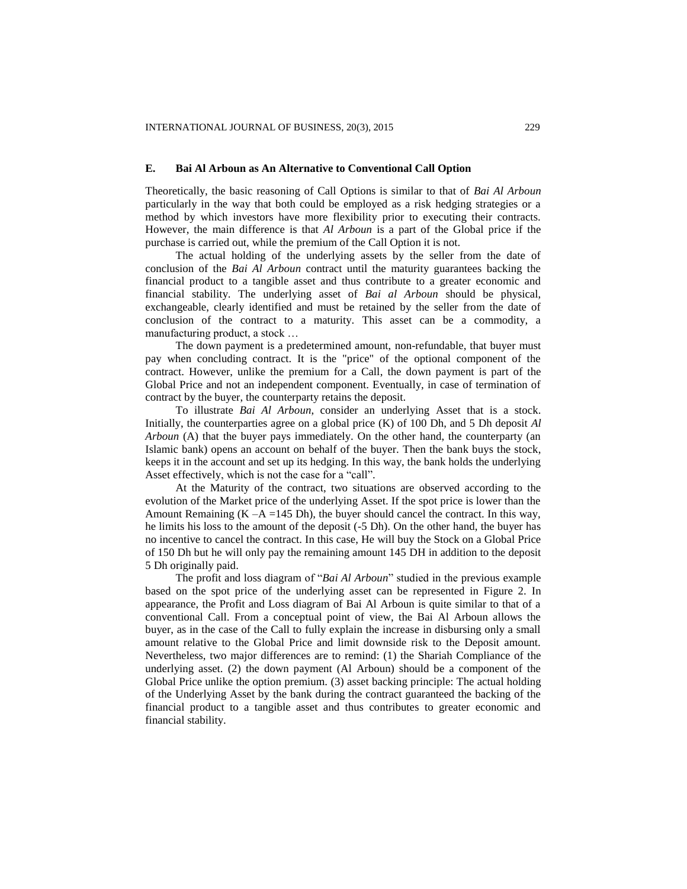### E. Bai Al Arboun as An Alternative to Conventional Call Option

Theoretically, the basic reasoning of Call Options is similar to that of *Bai Al Arboun* particularly in the way that both could be employed as a risk hedging strategies or a method by which investors have more flexibility prior to executing their contracts. However, the main difference is that *Al Arboun* is a part of the Global price if the purchase is carried out, while the premium of the Call Option it is not.

The actual holding of the underlying assets by the seller from the date of conclusion of the *Bai Al Arboun* contract until the maturity guarantees backing the financial product to a tangible asset and thus contribute to a greater economic and financial stability. The underlying asset of *Bai al Arboun* should be physical, exchangeable, clearly identified and must be retained by the seller from the date of conclusion of the contract to a maturity. This asset can be a commodity, a manufacturing product, a stock …

The down payment is a predetermined amount, non-refundable, that buyer must pay when concluding contract. It is the "price" of the optional component of the contract. However, unlike the premium for a Call, the down payment is part of the Global Price and not an independent component. Eventually, in case of termination of contract by the buyer, the counterparty retains the deposit.

To illustrate *Bai Al Arboun*, consider an underlying Asset that is a stock. Initially, the counterparties agree on a global price (K) of 100 Dh, and 5 Dh deposit *Al Arboun* (A) that the buyer pays immediately. On the other hand, the counterparty (an Islamic bank) opens an account on behalf of the buyer. Then the bank buys the stock, keeps it in the account and set up its hedging. In this way, the bank holds the underlying Asset effectively, which is not the case for a "call".

At the Maturity of the contract, two situations are observed according to the evolution of the Market price of the underlying Asset. If the spot price is lower than the Amount Remaining ($K - A = 145$ Dh), the buyer should cancel the contract. In this way, he limits his loss to the amount of the deposit (-5 Dh). On the other hand, the buyer has no incentive to cancel the contract. In this case, He will buy the Stock on a Global Price of 150 Dh but he will only pay the remaining amount 145 DH in addition to the deposit 5 Dh originally paid.

The profit and loss diagram of "*Bai Al Arboun*" studied in the previous example based on the spot price of the underlying asset can be represented in Figure 2. In appearance, the Profit and Loss diagram of Bai Al Arboun is quite similar to that of a conventional Call. From a conceptual point of view, the Bai Al Arboun allows the buyer, as in the case of the Call to fully explain the increase in disbursing only a small amount relative to the Global Price and limit downside risk to the Deposit amount. Nevertheless, two major differences are to remind: (1) the Shariah Compliance of the underlying asset. (2) the down payment (Al Arboun) should be a component of the Global Price unlike the option premium. (3) asset backing principle: The actual holding of the Underlying Asset by the bank during the contract guaranteed the backing of the financial product to a tangible asset and thus contributes to greater economic and financial stability.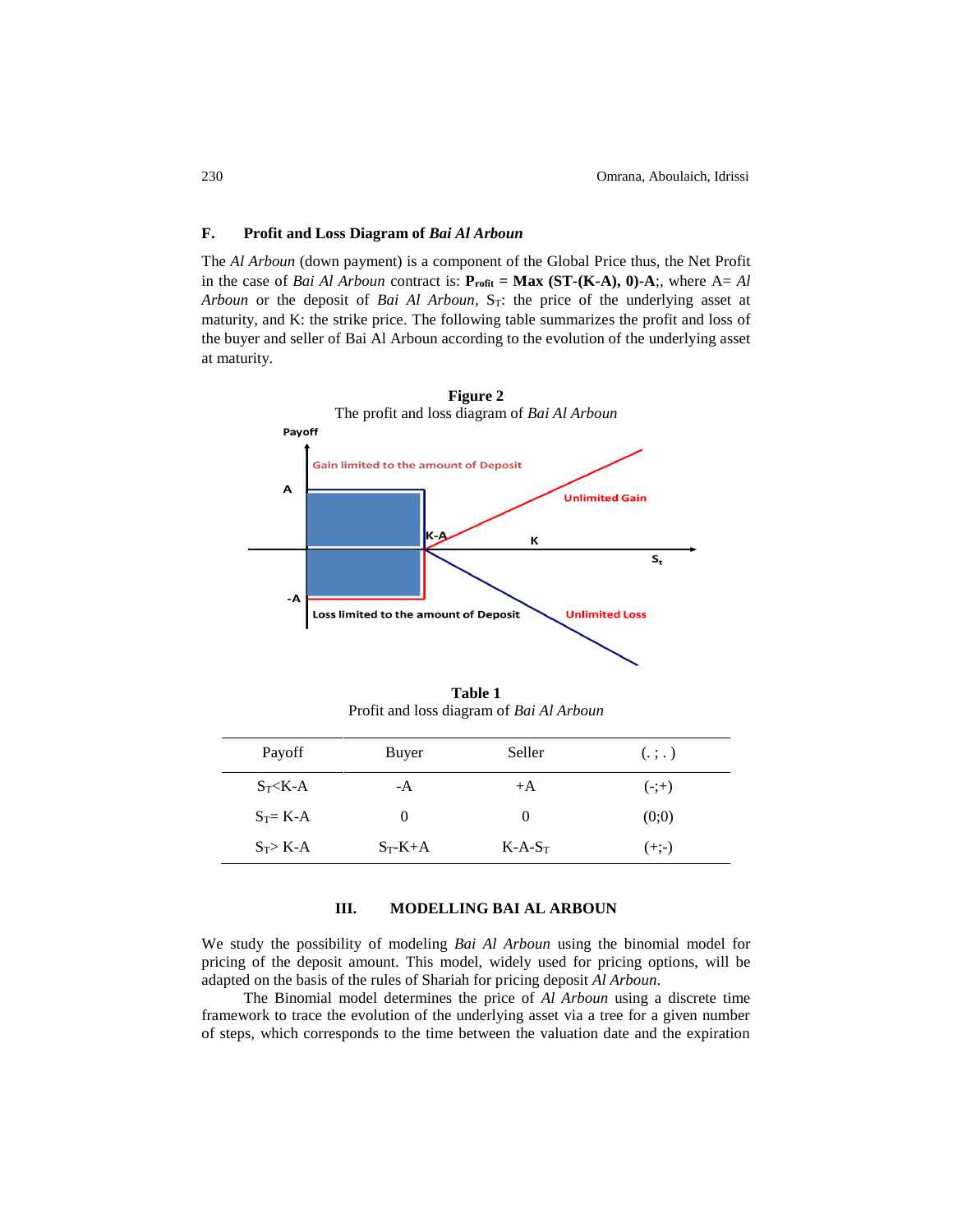### F. Profit and Loss Diagram of *Bai Al Arboun*

The *Al Arboun* (down payment) is a component of the Global Price thus, the Net Profit in the case of *Bai Al Arboun* contract is: $\mathbf{P_{rofit} = Max\ (ST\text{-}(K\text{-}A),\ 0)\text{-}A}$;, where A= *Al Arboun* or the deposit of *Bai Al Arboun*, $S_T$: the price of the underlying asset at maturity, and K: the strike price. The following table summarizes the profit and loss of the buyer and seller of Bai Al Arboun according to the evolution of the underlying asset at maturity.

**Figure 2**

The profit and loss diagram of *Bai Al Arboun*

**Table 1**

Profit and loss diagram of *Bai Al Arboun*

| Payoff | Buyer | Seller | (. ; . ) |
|---|---|---|---|
| $S_T$<K-A | -A | +A | (-;+) |
| $S_T$= K-A | 0 | 0 | (0;0) |
| $S_T$> K-A | $S_T$-K+A | K-A-$S_T$ | (+;-) |

## III. MODELLING BAI AL ARBOUN

We study the possibility of modeling *Bai Al Arboun* using the binomial model for pricing of the deposit amount. This model, widely used for pricing options, will be adapted on the basis of the rules of Shariah for pricing deposit *Al Arboun*.

The Binomial model determines the price of *Al Arboun* using a discrete time framework to trace the evolution of the underlying asset via a tree for a given number of steps, which corresponds to the time between the valuation date and the expiration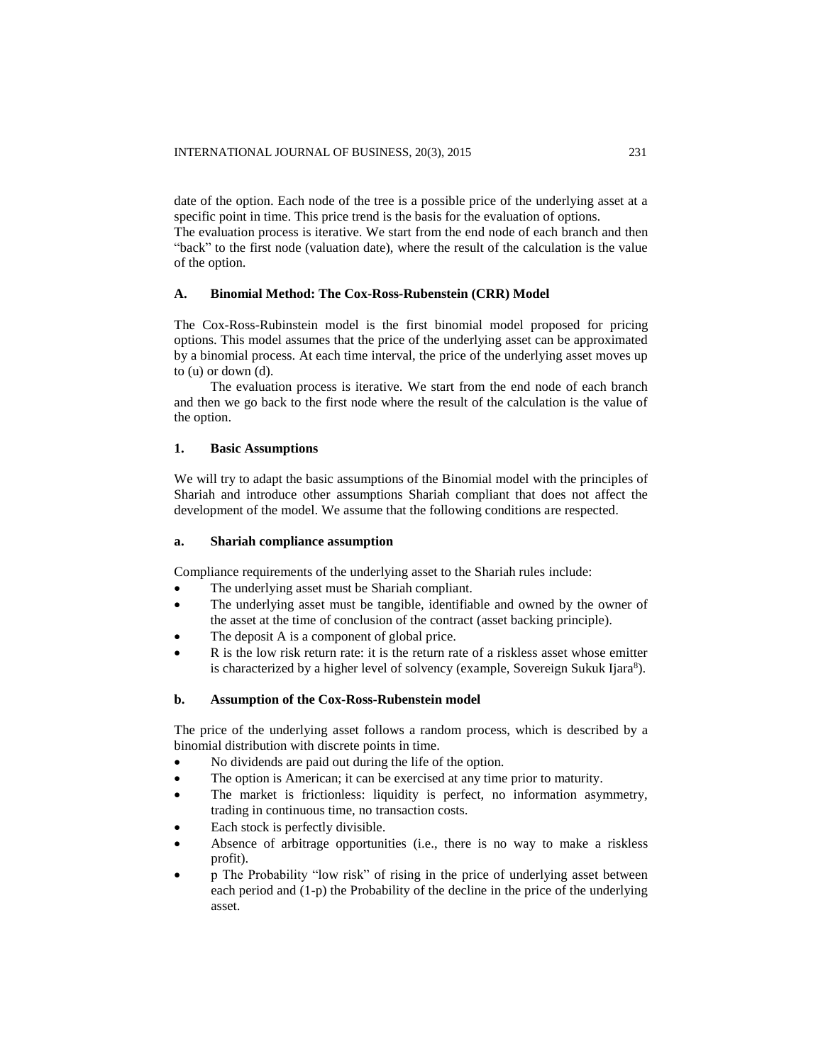date of the option. Each node of the tree is a possible price of the underlying asset at a specific point in time. This price trend is the basis for the evaluation of options.
The evaluation process is iterative. We start from the end node of each branch and then "back" to the first node (valuation date), where the result of the calculation is the value of the option.

### A. Binomial Method: The Cox-Ross-Rubenstein (CRR) Model

The Cox-Ross-Rubinstein model is the first binomial model proposed for pricing options. This model assumes that the price of the underlying asset can be approximated by a binomial process. At each time interval, the price of the underlying asset moves up to (u) or down (d).

The evaluation process is iterative. We start from the end node of each branch and then we go back to the first node where the result of the calculation is the value of the option.

#### 1. Basic Assumptions

We will try to adapt the basic assumptions of the Binomial model with the principles of Shariah and introduce other assumptions Shariah compliant that does not affect the development of the model. We assume that the following conditions are respected.

##### a. Shariah compliance assumption

Compliance requirements of the underlying asset to the Shariah rules include:

- The underlying asset must be Shariah compliant.
- The underlying asset must be tangible, identifiable and owned by the owner of the asset at the time of conclusion of the contract (asset backing principle).
- The deposit A is a component of global price.
- R is the low risk return rate: it is the return rate of a riskless asset whose emitter is characterized by a higher level of solvency (example, Sovereign Sukuk Ijara[8]).

##### b. Assumption of the Cox-Ross-Rubenstein model

The price of the underlying asset follows a random process, which is described by a binomial distribution with discrete points in time.

- No dividends are paid out during the life of the option.
- The option is American; it can be exercised at any time prior to maturity.
- The market is frictionless: liquidity is perfect, no information asymmetry, trading in continuous time, no transaction costs.
- Each stock is perfectly divisible.
- Absence of arbitrage opportunities (i.e., there is no way to make a riskless profit).
- p The Probability "low risk" of rising in the price of underlying asset between each period and (1-p) the Probability of the decline in the price of the underlying asset.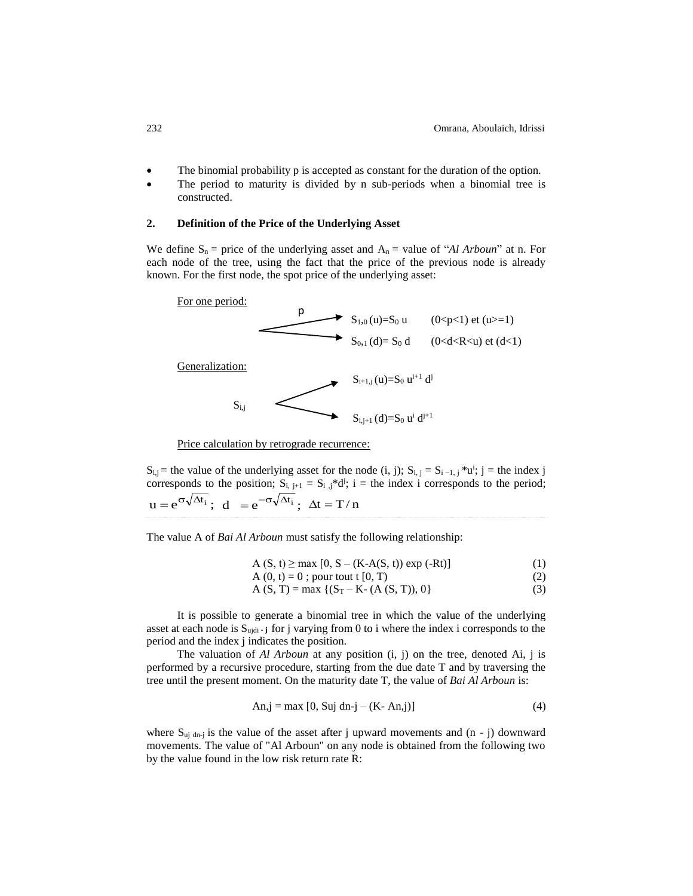- The binomial probability p is accepted as constant for the duration of the option.
- The period to maturity is divided by n sub-periods when a binomial tree is constructed.

## 2. Definition of the Price of the Underlying Asset

We define $S_n$ = price of the underlying asset and $A_n$ = value of "*Al Arboun*" at n. For each node of the tree, using the fact that the price of the previous node is already known. For the first node, the spot price of the underlying asset:

For one period:

p → $S_{1,0}(u)=S_0\,u$  $(0<p<1)$ et $(u>=1)$

→ $S_{0,1}(d)=S_0\,d$  $(0<d<R<u)$ et $(d<1)$

Generalization:

$S_{i,j}$ → $S_{i+1,j}(u)=S_0\,u^{i+1}\,d^j$

→ $S_{i,j+1}(d)=S_0\,u^i\,d^{j+1}$

Price calculation by retrograde recurrence:

$S_{i,j}$ = the value of the underlying asset for the node (i, j); $S_{i,j} = S_{i-1,j} * u^i$; j = the index j corresponds to the position; $S_{i,j+1} = S_{i,j} * d^j$; i = the index i corresponds to the period; $u = e^{\sigma\sqrt{\Delta t_i}}$; $d = e^{-\sigma\sqrt{\Delta t_i}}$; $\Delta t = T/n$

The value A of *Bai Al Arboun* must satisfy the following relationship:

$$A(S,t) \geq \max[0, S - (K - A(S,t))\exp(-Rt)] \quad (1)$$

$$A(0,t) = 0 \text{ ; pour tout t } [0,T) \quad (2)$$

$$A(S,T) = \max\{(S_T - K - (A(S,T)), 0\} \quad (3)$$

It is possible to generate a binomial tree in which the value of the underlying asset at each node is $S_{ujdi-j}$ for j varying from 0 to i where the index i corresponds to the period and the index j indicates the position.

The valuation of *Al Arboun* at any position (i, j) on the tree, denoted Ai, j is performed by a recursive procedure, starting from the due date T and by traversing the tree until the present moment. On the maturity date T, the value of *Bai Al Arboun* is:

$$An,j = \max[0, Suj\, dn\text{-}j - (K - An,j)] \quad (4)$$

where $S_{uj\,dn-j}$ is the value of the asset after j upward movements and (n - j) downward movements. The value of "Al Arboun" on any node is obtained from the following two by the value found in the low risk return rate R: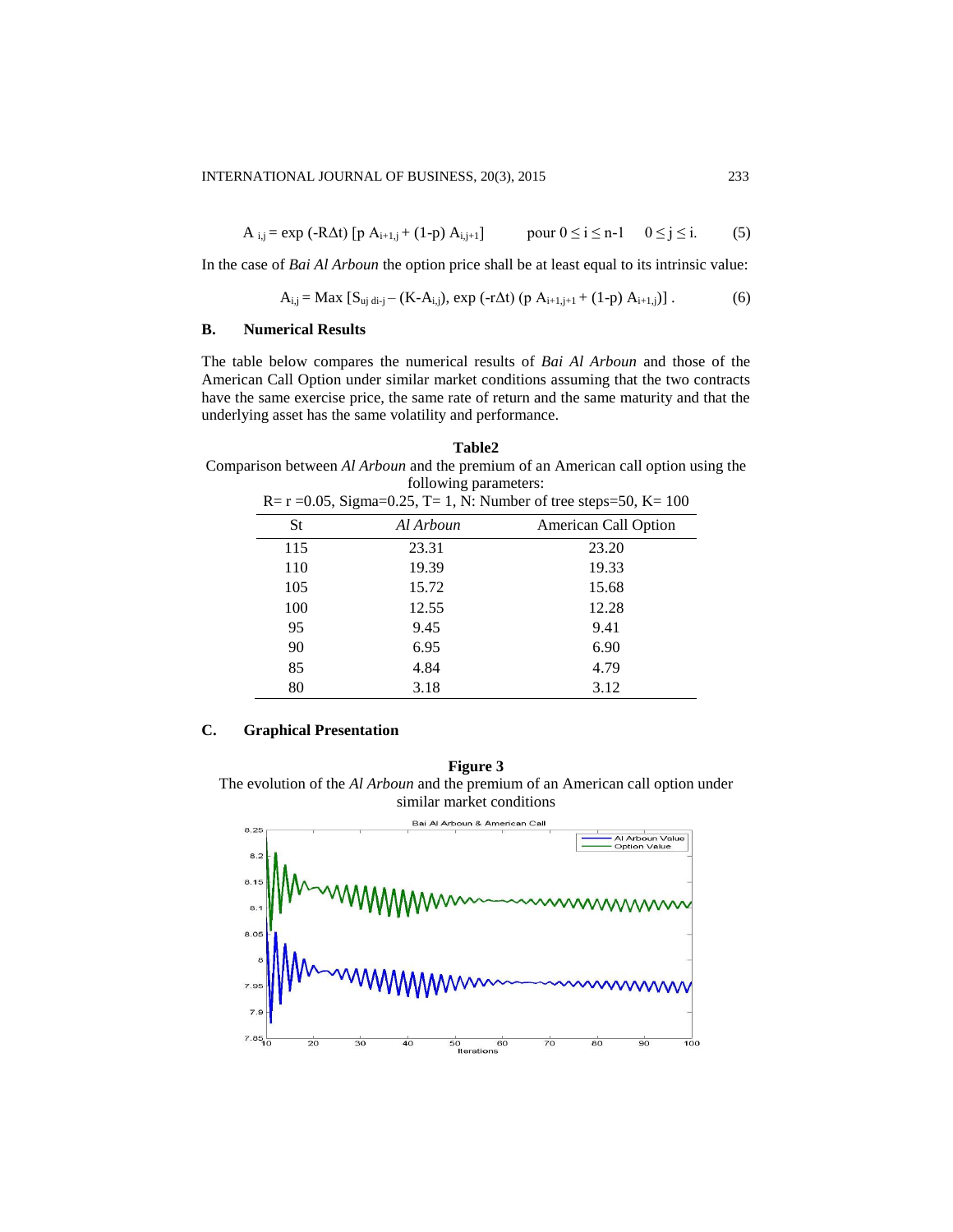$$A_{i,j} = \exp(-R\Delta t)\,[p\, A_{i+1,j} + (1-p)\, A_{i,j+1}] \qquad \text{pour } 0 \le i \le n-1 \quad 0 \le j \le i. \tag{5}$$

In the case of *Bai Al Arboun* the option price shall be at least equal to its intrinsic value:

$$A_{i,j} = \text{Max}\,[S_{uj\, di-j} - (K - A_{i,j}),\ \exp(-r\Delta t)\,(p\, A_{i+1,j+1} + (1-p)\, A_{i+1,j})]\,. \tag{6}$$

### B. Numerical Results

The table below compares the numerical results of *Bai Al Arboun* and those of the American Call Option under similar market conditions assuming that the two contracts have the same exercise price, the same rate of return and the same maturity and that the underlying asset has the same volatility and performance.

**Table2**

Comparison between *Al Arboun* and the premium of an American call option using the following parameters:

R= r =0.05, Sigma=0.25, T= 1, N: Number of tree steps=50, K= 100

| St | *Al Arboun* | American Call Option |
|---|---|---|
| 115 | 23.31 | 23.20 |
| 110 | 19.39 | 19.33 |
| 105 | 15.72 | 15.68 |
| 100 | 12.55 | 12.28 |
| 95 | 9.45 | 9.41 |
| 90 | 6.95 | 6.90 |
| 85 | 4.84 | 4.79 |
| 80 | 3.18 | 3.12 |

### C. Graphical Presentation

**Figure 3**

The evolution of the *Al Arboun* and the premium of an American call option under similar market conditions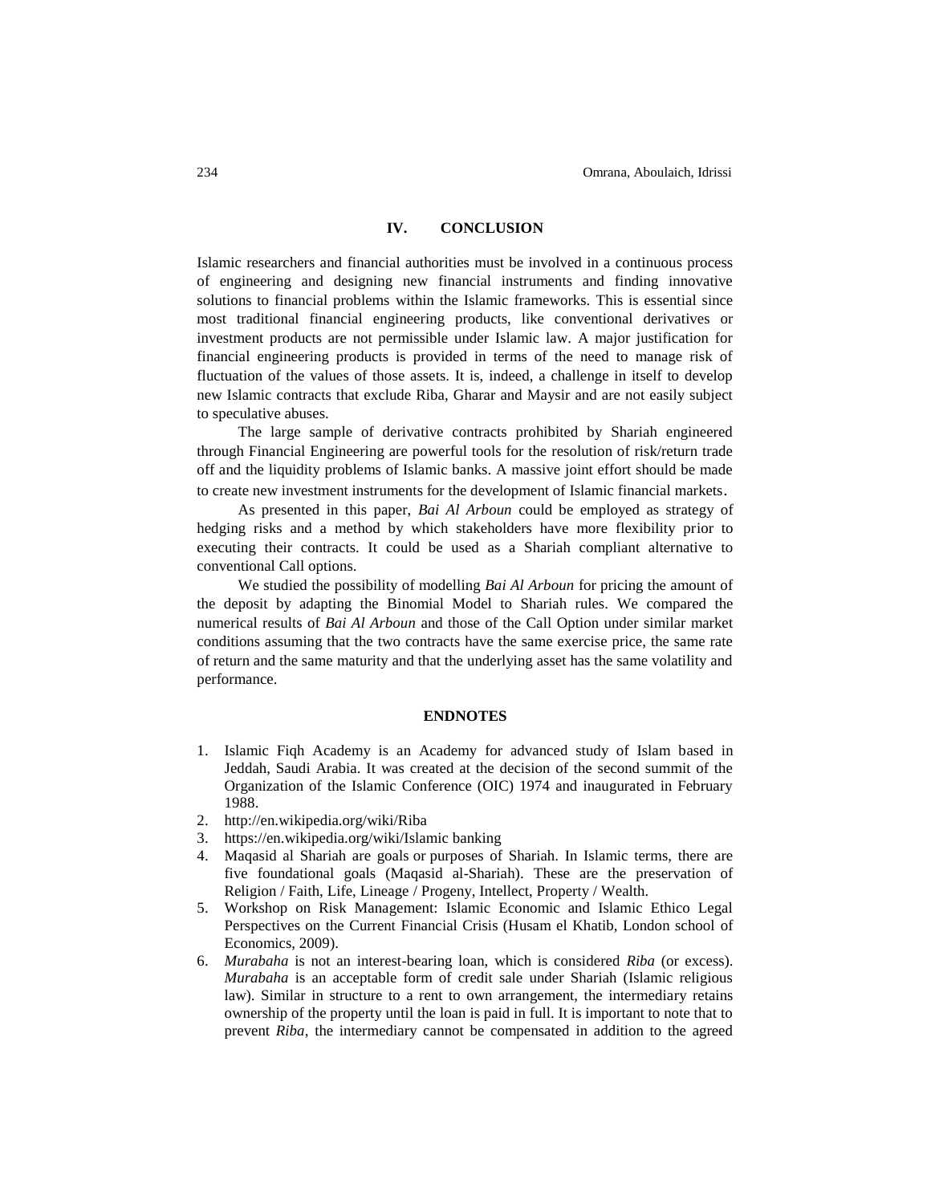## IV. CONCLUSION

Islamic researchers and financial authorities must be involved in a continuous process of engineering and designing new financial instruments and finding innovative solutions to financial problems within the Islamic frameworks. This is essential since most traditional financial engineering products, like conventional derivatives or investment products are not permissible under Islamic law. A major justification for financial engineering products is provided in terms of the need to manage risk of fluctuation of the values of those assets. It is, indeed, a challenge in itself to develop new Islamic contracts that exclude Riba, Gharar and Maysir and are not easily subject to speculative abuses.

The large sample of derivative contracts prohibited by Shariah engineered through Financial Engineering are powerful tools for the resolution of risk/return trade off and the liquidity problems of Islamic banks. A massive joint effort should be made to create new investment instruments for the development of Islamic financial markets.

As presented in this paper, *Bai Al Arboun* could be employed as strategy of hedging risks and a method by which stakeholders have more flexibility prior to executing their contracts. It could be used as a Shariah compliant alternative to conventional Call options.

We studied the possibility of modelling *Bai Al Arboun* for pricing the amount of the deposit by adapting the Binomial Model to Shariah rules. We compared the numerical results of *Bai Al Arboun* and those of the Call Option under similar market conditions assuming that the two contracts have the same exercise price, the same rate of return and the same maturity and that the underlying asset has the same volatility and performance.

## ENDNOTES

1. Islamic Fiqh Academy is an Academy for advanced study of Islam based in Jeddah, Saudi Arabia. It was created at the decision of the second summit of the Organization of the Islamic Conference (OIC) 1974 and inaugurated in February 1988.
2. http://en.wikipedia.org/wiki/Riba
3. https://en.wikipedia.org/wiki/Islamic banking
4. Maqasid al Shariah are goals or purposes of Shariah. In Islamic terms, there are five foundational goals (Maqasid al-Shariah). These are the preservation of Religion / Faith, Life, Lineage / Progeny, Intellect, Property / Wealth.
5. Workshop on Risk Management: Islamic Economic and Islamic Ethico Legal Perspectives on the Current Financial Crisis (Husam el Khatib, London school of Economics, 2009).
6. *Murabaha* is not an interest-bearing loan, which is considered *Riba* (or excess). *Murabaha* is an acceptable form of credit sale under Shariah (Islamic religious law). Similar in structure to a rent to own arrangement, the intermediary retains ownership of the property until the loan is paid in full. It is important to note that to prevent *Riba*, the intermediary cannot be compensated in addition to the agreed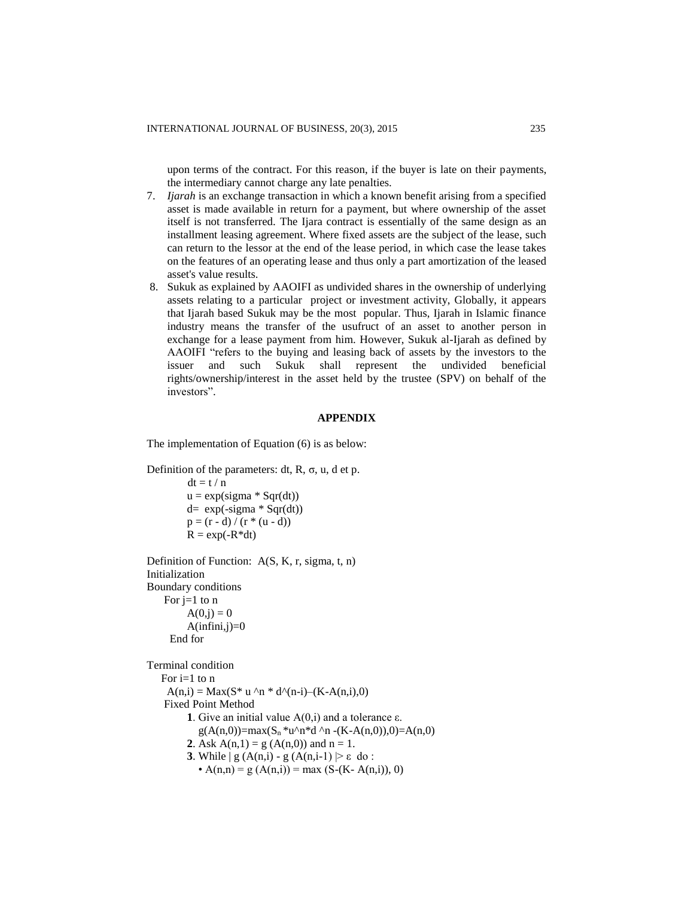upon terms of the contract. For this reason, if the buyer is late on their payments, the intermediary cannot charge any late penalties.

7. *Ijarah* is an exchange transaction in which a known benefit arising from a specified asset is made available in return for a payment, but where ownership of the asset itself is not transferred. The Ijara contract is essentially of the same design as an installment leasing agreement. Where fixed assets are the subject of the lease, such can return to the lessor at the end of the lease period, in which case the lease takes on the features of an operating lease and thus only a part amortization of the leased asset's value results.
8. Sukuk as explained by AAOIFI as undivided shares in the ownership of underlying assets relating to a particular project or investment activity, Globally, it appears that Ijarah based Sukuk may be the most popular. Thus, Ijarah in Islamic finance industry means the transfer of the usufruct of an asset to another person in exchange for a lease payment from him. However, Sukuk al-Ijarah as defined by AAOIFI "refers to the buying and leasing back of assets by the investors to the issuer and such Sukuk shall represent the undivided beneficial rights/ownership/interest in the asset held by the trustee (SPV) on behalf of the investors".

## APPENDIX

The implementation of Equation (6) is as below:

Definition of the parameters: dt, R, $\sigma$, u, d et p.

```
dt = t / n
u = exp(sigma * Sqr(dt))
d=  exp(-sigma * Sqr(dt))
p = (r - d) / (r * (u - d))
R = exp(-R*dt)
```

Definition of Function: A(S, K, r, sigma, t, n)

```
Initialization
Boundary conditions
    For j=1 to n
        A(0,j) = 0
        A(infini,j)=0
    End for

Terminal condition
    For i=1 to n
     A(n,i) = Max(S* u ^n * d^(n-i)–(K-A(n,i),0)
     Fixed Point Method
        1. Give an initial value A(0,i) and a tolerance ε.
           g(A(n,0))=max(S_n *u^n*d ^n -(K-A(n,0)),0)=A(n,0)
        2. Ask A(n,1) = g (A(n,0)) and n = 1.
        3. While | g (A(n,i) - g (A(n,i-1) |> ε  do :
           • A(n,n) = g (A(n,i)) = max (S-(K- A(n,i)), 0)
```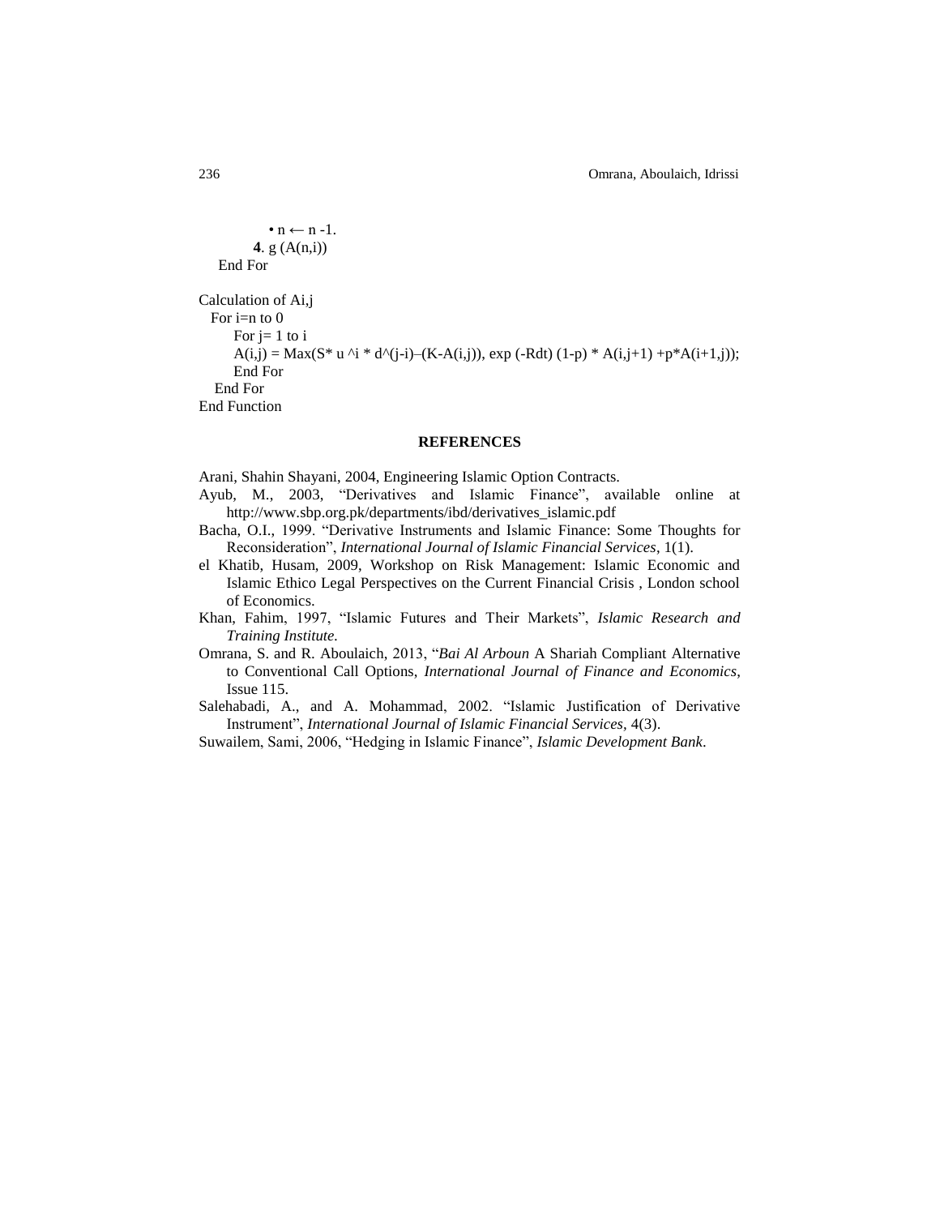```
        • n ← n -1.
      4. g (A(n,i))
  End For

Calculation of Ai,j
  For i=n to 0
      For j= 1 to i
      A(i,j) = Max(S* u ^i * d^(j-i)–(K-A(i,j)), exp (-Rdt) (1-p) * A(i,j+1) +p*A(i+1,j));
      End For
  End For
End Function
```

## REFERENCES

Arani, Shahin Shayani, 2004, Engineering Islamic Option Contracts.

Ayub, M., 2003, "Derivatives and Islamic Finance", available online at http://www.sbp.org.pk/departments/ibd/derivatives_islamic.pdf

Bacha, O.I., 1999. "Derivative Instruments and Islamic Finance: Some Thoughts for Reconsideration", *International Journal of Islamic Financial Services*, 1(1).

el Khatib, Husam, 2009, Workshop on Risk Management: Islamic Economic and Islamic Ethico Legal Perspectives on the Current Financial Crisis , London school of Economics.

Khan, Fahim, 1997, "Islamic Futures and Their Markets", *Islamic Research and Training Institute*.

Omrana, S. and R. Aboulaich, 2013, "*Bai Al Arboun* A Shariah Compliant Alternative to Conventional Call Options, *International Journal of Finance and Economics*, Issue 115.

Salehabadi, A., and A. Mohammad, 2002. "Islamic Justification of Derivative Instrument", *International Journal of Islamic Financial Services*, 4(3).

Suwailem, Sami, 2006, "Hedging in Islamic Finance", *Islamic Development Bank*.